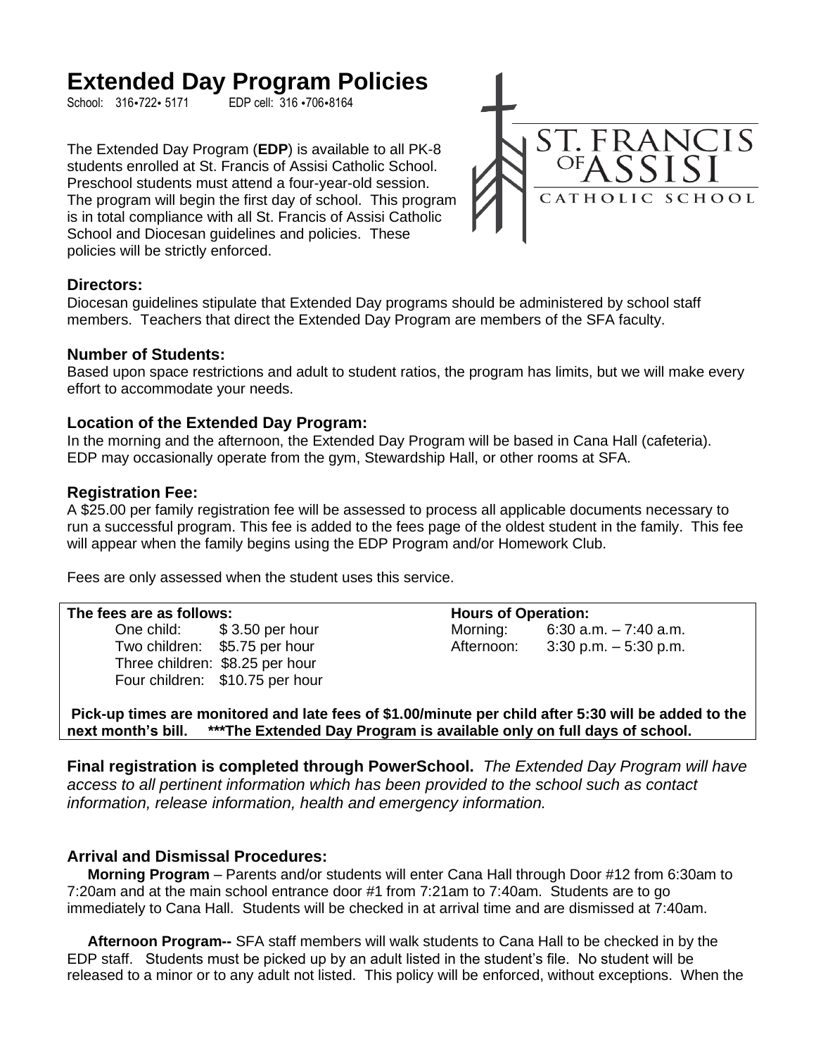# Extended Day Program Policies

School: 316•722• 5171 EDP cell: 316 •706•8164

The Extended Day Program (**EDP**) is available to all PK-8 students enrolled at St. Francis of Assisi Catholic School. Preschool students must attend a four-year-old session. The program will begin the first day of school. This program is in total compliance with all St. Francis of Assisi Catholic School and Diocesan guidelines and policies. These policies will be strictly enforced.

### Directors:

Diocesan guidelines stipulate that Extended Day programs should be administered by school staff members. Teachers that direct the Extended Day Program are members of the SFA faculty.

### Number of Students:

Based upon space restrictions and adult to student ratios, the program has limits, but we will make every effort to accommodate your needs.

### Location of the Extended Day Program:

In the morning and the afternoon, the Extended Day Program will be based in Cana Hall (cafeteria). EDP may occasionally operate from the gym, Stewardship Hall, or other rooms at SFA.

### Registration Fee:

A $25.00 per family registration fee will be assessed to process all applicable documents necessary to run a successful program. This fee is added to the fees page of the oldest student in the family. This fee will appear when the family begins using the EDP Program and/or Homework Club.

Fees are only assessed when the student uses this service.

**The fees are as follows:**

- One child: $ 3.50 per hour
- Two children: $5.75 per hour
- Three children: $8.25 per hour
- Four children: $10.75 per hour

**Hours of Operation:**

- Morning: 6:30 a.m. – 7:40 a.m.
- Afternoon: 3:30 p.m. – 5:30 p.m.

**Pick-up times are monitored and late fees of $1.00/minute per child after 5:30 will be added to the next month's bill. \*\*\*The Extended Day Program is available only on full days of school.**

**Final registration is completed through PowerSchool.** *The Extended Day Program will have access to all pertinent information which has been provided to the school such as contact information, release information, health and emergency information.*

### Arrival and Dismissal Procedures:

**Morning Program** – Parents and/or students will enter Cana Hall through Door #12 from 6:30am to 7:20am and at the main school entrance door #1 from 7:21am to 7:40am. Students are to go immediately to Cana Hall. Students will be checked in at arrival time and are dismissed at 7:40am.

**Afternoon Program--** SFA staff members will walk students to Cana Hall to be checked in by the EDP staff. Students must be picked up by an adult listed in the student's file. No student will be released to a minor or to any adult not listed. This policy will be enforced, without exceptions. When the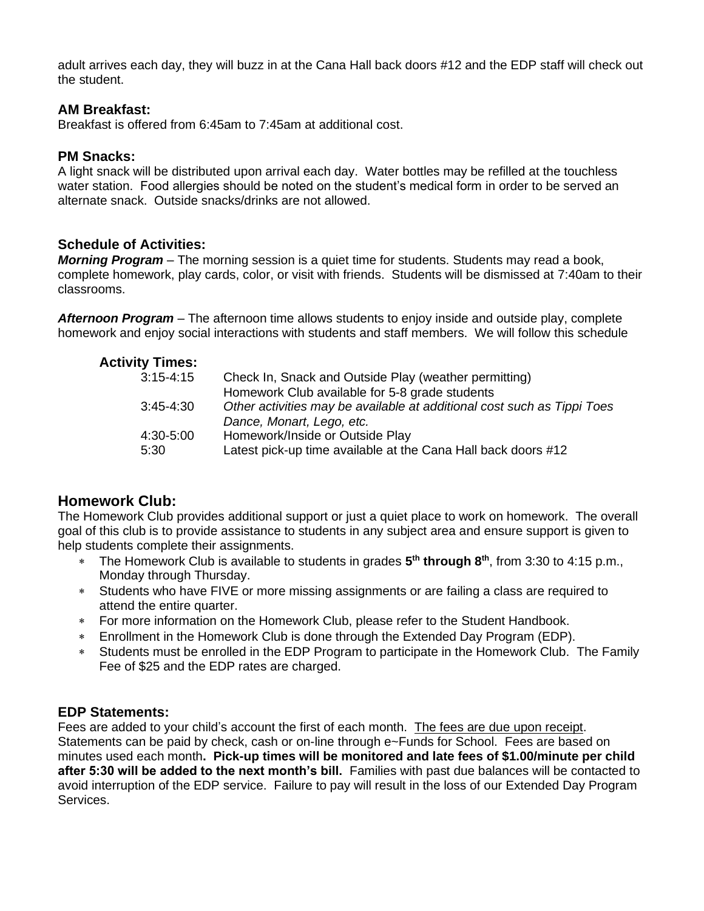adult arrives each day, they will buzz in at the Cana Hall back doors #12 and the EDP staff will check out the student.

### AM Breakfast:

Breakfast is offered from 6:45am to 7:45am at additional cost.

### PM Snacks:

A light snack will be distributed upon arrival each day. Water bottles may be refilled at the touchless water station. Food allergies should be noted on the student's medical form in order to be served an alternate snack. Outside snacks/drinks are not allowed.

### Schedule of Activities:

***Morning Program*** – The morning session is a quiet time for students. Students may read a book, complete homework, play cards, color, or visit with friends. Students will be dismissed at 7:40am to their classrooms.

***Afternoon Program*** – The afternoon time allows students to enjoy inside and outside play, complete homework and enjoy social interactions with students and staff members. We will follow this schedule

**Activity Times:**

| | |
|---|---|
| 3:15-4:15 | Check In, Snack and Outside Play (weather permitting)<br>Homework Club available for 5-8 grade students |
| 3:45-4:30 | *Other activities may be available at additional cost such as Tippi Toes Dance, Monart, Lego, etc.* |
| 4:30-5:00 | Homework/Inside or Outside Play |
| 5:30 | Latest pick-up time available at the Cana Hall back doors #12 |

## Homework Club:

The Homework Club provides additional support or just a quiet place to work on homework. The overall goal of this club is to provide assistance to students in any subject area and ensure support is given to help students complete their assignments.

- The Homework Club is available to students in grades **5th through 8th**, from 3:30 to 4:15 p.m., Monday through Thursday.
- Students who have FIVE or more missing assignments or are failing a class are required to attend the entire quarter.
- For more information on the Homework Club, please refer to the Student Handbook.
- Enrollment in the Homework Club is done through the Extended Day Program (EDP).
- Students must be enrolled in the EDP Program to participate in the Homework Club. The Family Fee of $25 and the EDP rates are charged.

### EDP Statements:

Fees are added to your child's account the first of each month. The fees are due upon receipt. Statements can be paid by check, cash or on-line through e~Funds for School. Fees are based on minutes used each month**. Pick-up times will be monitored and late fees of $1.00/minute per child after 5:30 will be added to the next month's bill.** Families with past due balances will be contacted to avoid interruption of the EDP service. Failure to pay will result in the loss of our Extended Day Program Services.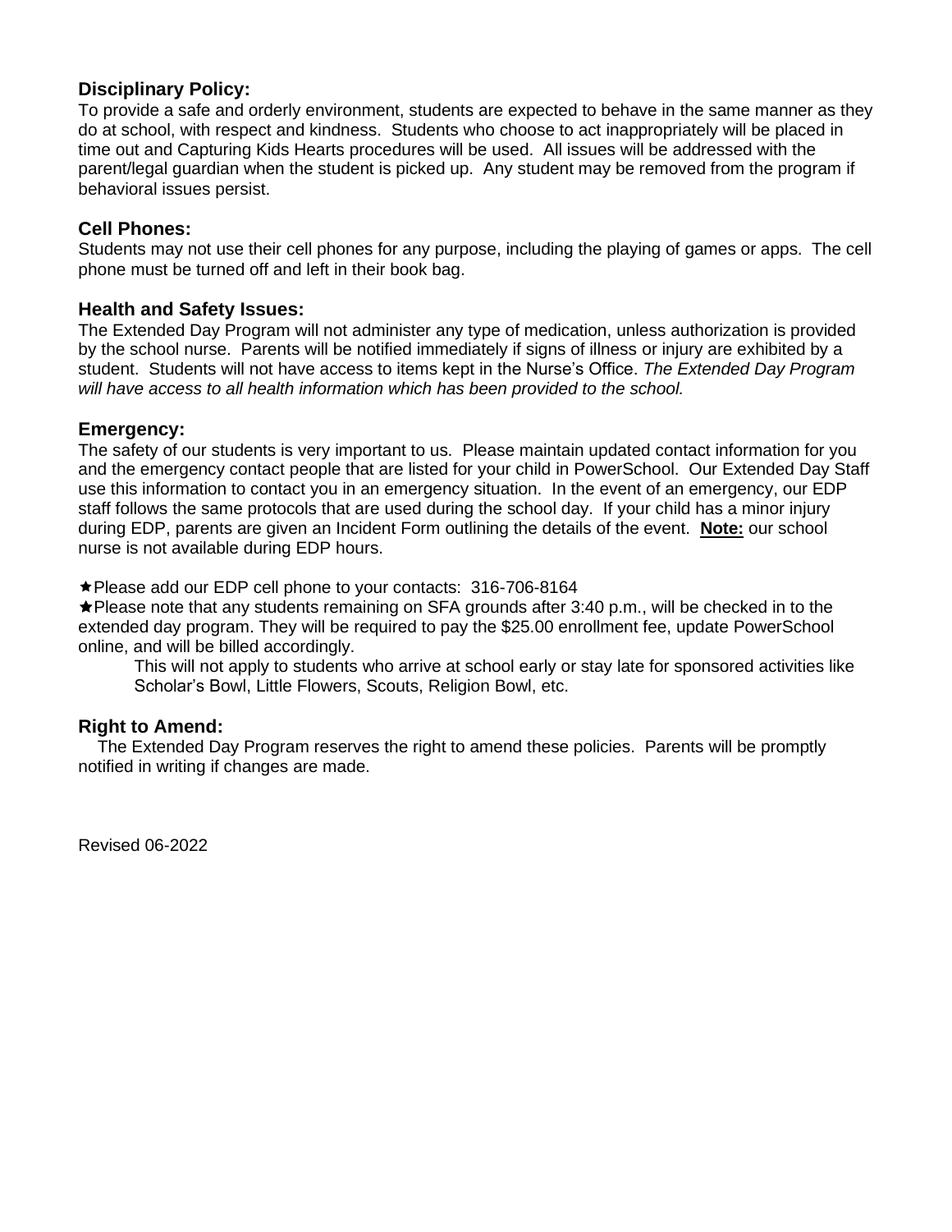### Disciplinary Policy:

To provide a safe and orderly environment, students are expected to behave in the same manner as they do at school, with respect and kindness. Students who choose to act inappropriately will be placed in time out and Capturing Kids Hearts procedures will be used. All issues will be addressed with the parent/legal guardian when the student is picked up. Any student may be removed from the program if behavioral issues persist.

### Cell Phones:

Students may not use their cell phones for any purpose, including the playing of games or apps. The cell phone must be turned off and left in their book bag.

### Health and Safety Issues:

The Extended Day Program will not administer any type of medication, unless authorization is provided by the school nurse. Parents will be notified immediately if signs of illness or injury are exhibited by a student. Students will not have access to items kept in the Nurse's Office. *The Extended Day Program will have access to all health information which has been provided to the school.*

### Emergency:

The safety of our students is very important to us. Please maintain updated contact information for you and the emergency contact people that are listed for your child in PowerSchool. Our Extended Day Staff use this information to contact you in an emergency situation. In the event of an emergency, our EDP staff follows the same protocols that are used during the school day. If your child has a minor injury during EDP, parents are given an Incident Form outlining the details of the event. **Note:** our school nurse is not available during EDP hours.

★Please add our EDP cell phone to your contacts: 316-706-8164

★Please note that any students remaining on SFA grounds after 3:40 p.m., will be checked in to the extended day program. They will be required to pay the $25.00 enrollment fee, update PowerSchool online, and will be billed accordingly.

> This will not apply to students who arrive at school early or stay late for sponsored activities like Scholar's Bowl, Little Flowers, Scouts, Religion Bowl, etc.

### Right to Amend:

The Extended Day Program reserves the right to amend these policies. Parents will be promptly notified in writing if changes are made.

Revised 06-2022